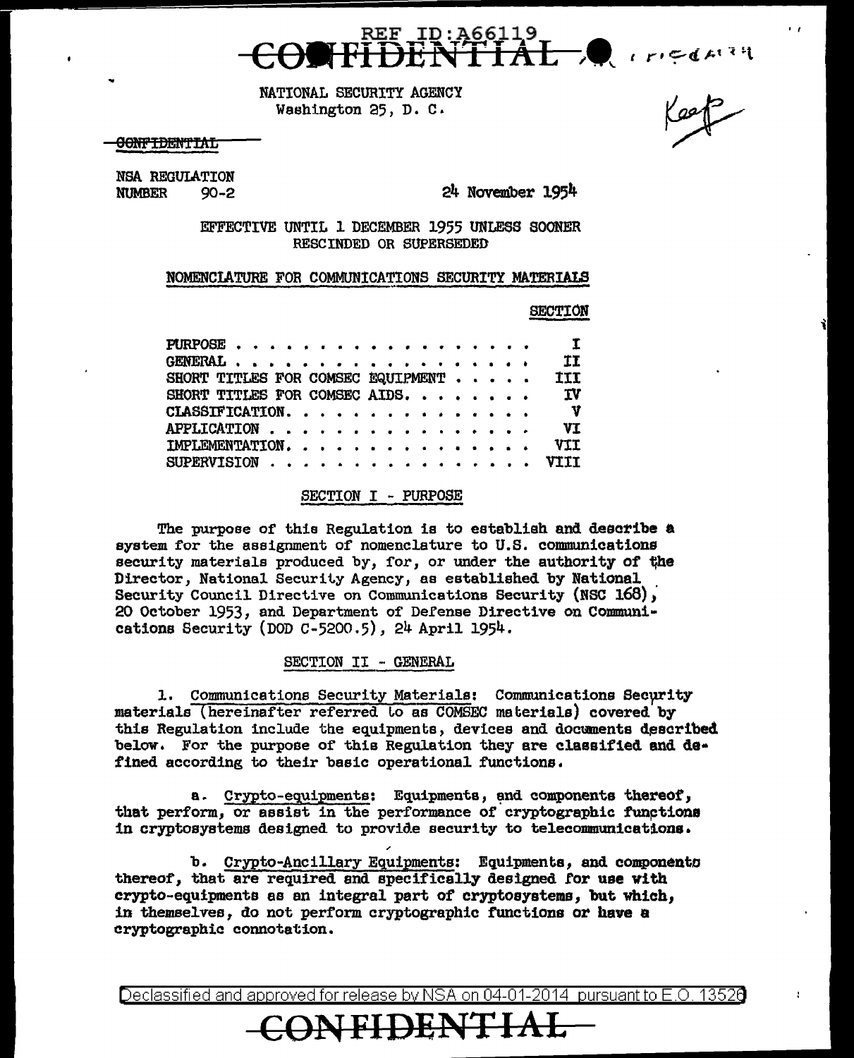REF ID:A66119

CONFIDENTIAL

NATIONAL SECURITY AGENCY
Washington 25, D. C.

Keep

~~CONFIDENTIAL~~

NSA REGULATION
NUMBER 90-2

24 November 1954

EFFECTIVE UNTIL 1 DECEMBER 1955 UNLESS SOONER RESCINDED OR SUPERSEDED

NOMENCLATURE FOR COMMUNICATIONS SECURITY MATERIALS

| | SECTION |
|---|---|
| PURPOSE | I |
| GENERAL | II |
| SHORT TITLES FOR COMSEC EQUIPMENT | III |
| SHORT TITLES FOR COMSEC AIDS | IV |
| CLASSIFICATION | V |
| APPLICATION | VI |
| IMPLEMENTATION | VII |
| SUPERVISION | VIII |

SECTION I - PURPOSE

The purpose of this Regulation is to establish and describe a system for the assignment of nomenclature to U.S. communications security materials produced by, for, or under the authority of the Director, National Security Agency, as established by National Security Council Directive on Communications Security (NSC 168), 20 October 1953, and Department of Defense Directive on Communications Security (DOD C-5200.5), 24 April 1954.

SECTION II - GENERAL

1. Communications Security Materials: Communications Security materials (hereinafter referred to as COMSEC materials) covered by this Regulation include the equipments, devices and documents described below. For the purpose of this Regulation they are classified and defined according to their basic operational functions.

a. Crypto-equipments: Equipments, and components thereof, that perform, or assist in the performance of cryptographic functions in cryptosystems designed to provide security to telecommunications.

b. Crypto-Ancillary Equipments: Equipments, and components thereof, that are required and specifically designed for use with crypto-equipments as an integral part of cryptosystems, but which, in themselves, do not perform cryptographic functions or have a cryptographic connotation.

Declassified and approved for release by NSA on 04-01-2014 pursuant to E.O. 13526

CONFIDENTIAL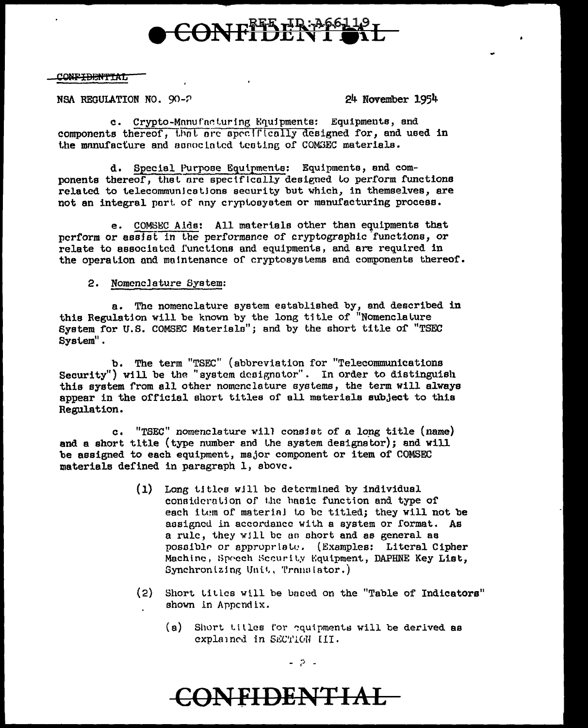NSA REGULATION NO. 90-2 24 November 1954

c. Crypto-Manufacturing Equipments: Equipments, and components thereof, that are specifically designed for, and used in the manufacture and associated testing of COMSEC materials.

d. Special Purpose Equipments: Equipments, and components thereof, that are specifically designed to perform functions related to telecommunications security but which, in themselves, are not an integral part of any cryptosystem or manufacturing process.

e. COMSEC Aids: All materials other than equipments that perform or assist in the performance of cryptographic functions, or relate to associated functions and equipments, and are required in the operation and maintenance of cryptosystems and components thereof.

2. Nomenclature System:

a. The nomenclature system established by, and described in this Regulation will be known by the long title of "Nomenclature System for U.S. COMSEC Materials"; and by the short title of "TSEC System".

b. The term "TSEC" (abbreviation for "Telecommunications Security") will be the "system designator". In order to distinguish this system from all other nomenclature systems, the term will always appear in the official short titles of all materials subject to this Regulation.

c. "TSEC" nomenclature will consist of a long title (name) and a short title (type number and the system designator); and will be assigned to each equipment, major component or item of COMSEC materials defined in paragraph 1, above.

(1) Long titles will be determined by individual consideration of the basic function and type of each item of material to be titled; they will not be assigned in accordance with a system or format. As a rule, they will be as short and as general as possible or appropriate. (Examples: Literal Cipher Machine, Speech Security Equipment, DAPHNE Key List, Synchronizing Unit, Translator.)

(2) Short titles will be based on the "Table of Indicators" shown in Appendix.

(a) Short titles for equipments will be derived as explained in SECTION III.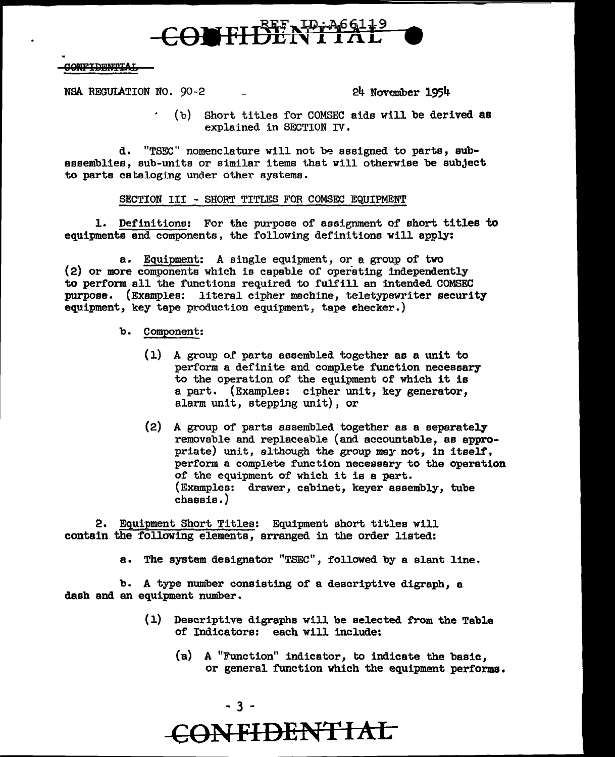NSA REGULATION NO. 90-2 24 November 1954

(b) Short titles for COMSEC aids will be derived as explained in SECTION IV.

d. "TSEC" nomenclature will not be assigned to parts, sub-assemblies, sub-units or similar items that will otherwise be subject to parts cataloging under other systems.

SECTION III - SHORT TITLES FOR COMSEC EQUIPMENT

1. Definitions: For the purpose of assignment of short titles to equipments and components, the following definitions will apply:

a. Equipment: A single equipment, or a group of two (2) or more components which is capable of operating independently to perform all the functions required to fulfill an intended COMSEC purpose. (Examples: literal cipher machine, teletypewriter security equipment, key tape production equipment, tape checker.)

b. Component:

(1) A group of parts assembled together as a unit to perform a definite and complete function necessary to the operation of the equipment of which it is a part. (Examples: cipher unit, key generator, alarm unit, stepping unit), or

(2) A group of parts assembled together as a separately removable and replaceable (and accountable, as appropriate) unit, although the group may not, in itself, perform a complete function necessary to the operation of the equipment of which it is a part. (Examples: drawer, cabinet, keyer assembly, tube chassis.)

2. Equipment Short Titles: Equipment short titles will contain the following elements, arranged in the order listed:

a. The system designator "TSEC", followed by a slant line.

b. A type number consisting of a descriptive digraph, a dash and an equipment number.

(1) Descriptive digraphs will be selected from the Table of Indicators: each will include:

(a) A "Function" indicator, to indicate the basic, or general function which the equipment performs.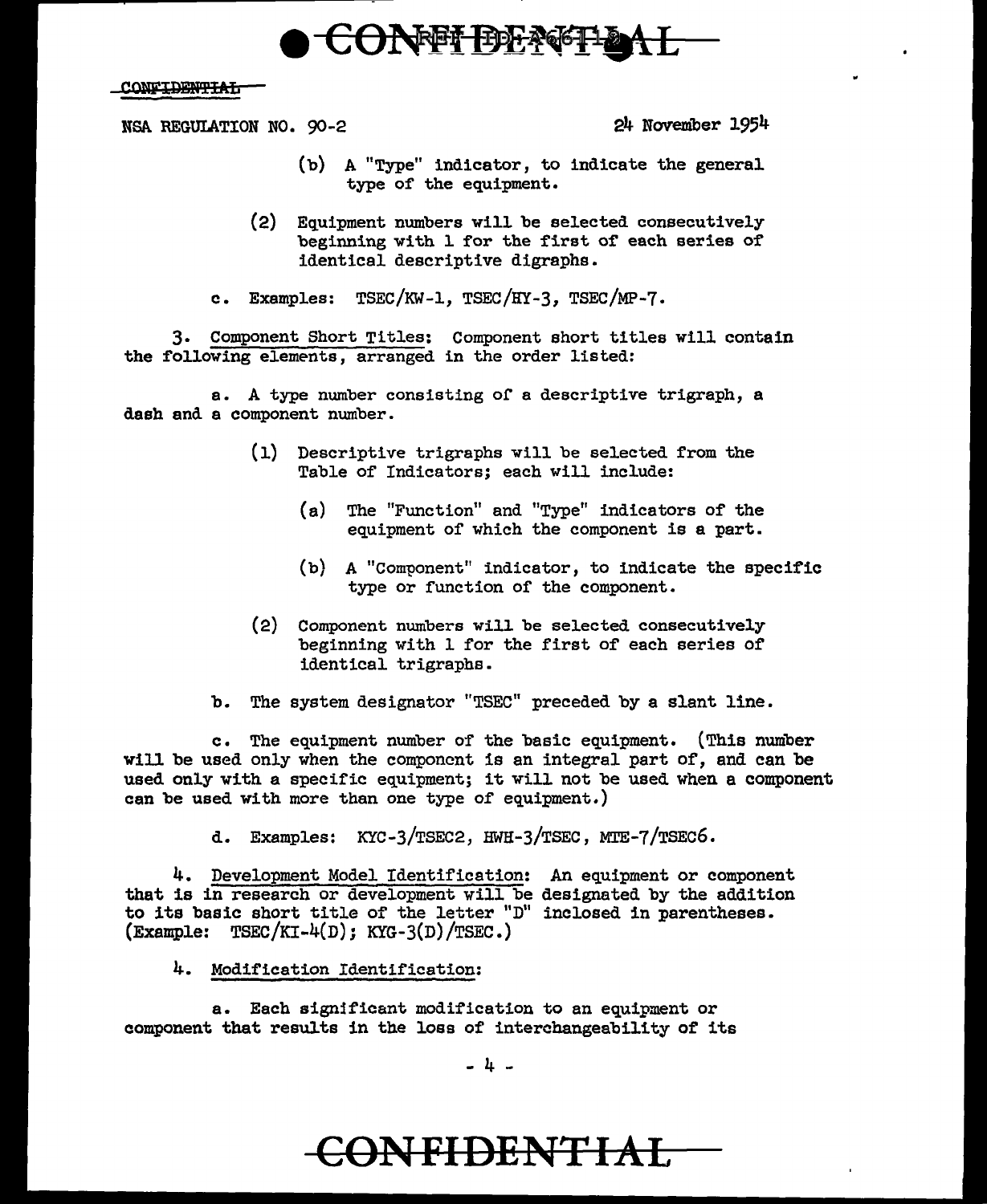NSA REGULATION NO. 90-2 24 November 1954

(b) A "Type" indicator, to indicate the general type of the equipment.

(2) Equipment numbers will be selected consecutively beginning with 1 for the first of each series of identical descriptive digraphs.

c. Examples: TSEC/KW-1, TSEC/HY-3, TSEC/MP-7.

3. Component Short Titles: Component short titles will contain the following elements, arranged in the order listed:

a. A type number consisting of a descriptive trigraph, a dash and a component number.

(1) Descriptive trigraphs will be selected from the Table of Indicators; each will include:

(a) The "Function" and "Type" indicators of the equipment of which the component is a part.

(b) A "Component" indicator, to indicate the specific type or function of the component.

(2) Component numbers will be selected consecutively beginning with 1 for the first of each series of identical trigraphs.

b. The system designator "TSEC" preceded by a slant line.

c. The equipment number of the basic equipment. (This number will be used only when the component is an integral part of, and can be used only with a specific equipment; it will not be used when a component can be used with more than one type of equipment.)

d. Examples: KYC-3/TSEC2, HWH-3/TSEC, MTE-7/TSEC6.

4. Development Model Identification: An equipment or component that is in research or development will be designated by the addition to its basic short title of the letter "D" inclosed in parentheses. (Example: TSEC/KI-4(D); KYG-3(D)/TSEC.)

4. Modification Identification:

a. Each significant modification to an equipment or component that results in the loss of interchangeability of its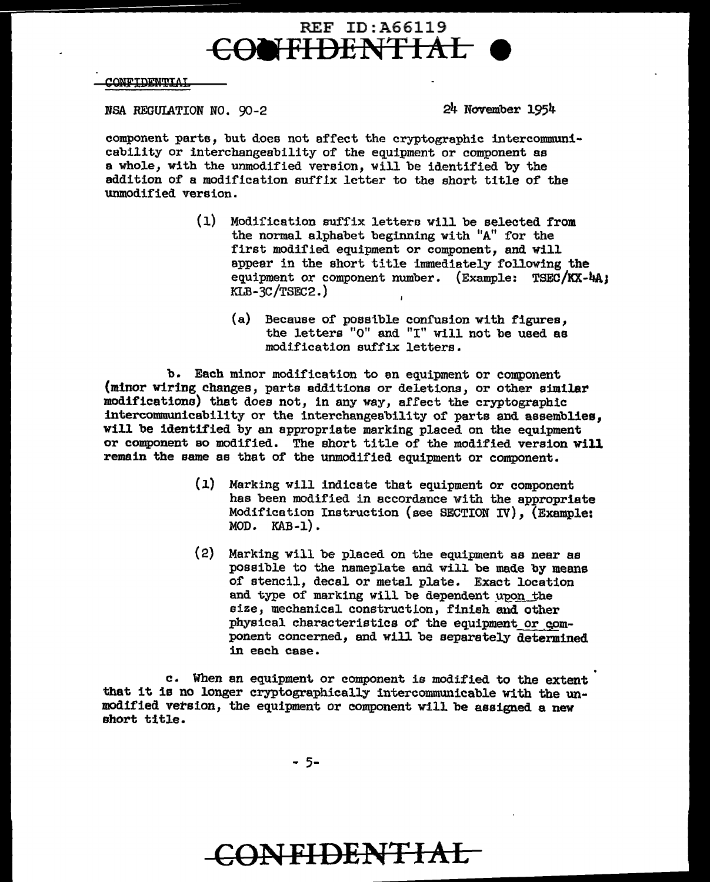NSA REGULATION NO. 90-2 24 November 1954

component parts, but does not affect the cryptographic intercommunicability or interchangeability of the equipment or component as a whole, with the unmodified version, will be identified by the addition of a modification suffix letter to the short title of the unmodified version.

(1) Modification suffix letters will be selected from the normal alphabet beginning with "A" for the first modified equipment or component, and will appear in the short title immediately following the equipment or component number. (Example: TSEC/KX-4A; KLB-3C/TSEC2.)

(a) Because of possible confusion with figures, the letters "O" and "I" will not be used as modification suffix letters.

b. Each minor modification to an equipment or component (minor wiring changes, parts additions or deletions, or other similar modifications) that does not, in any way, affect the cryptographic intercommunicability or the interchangeability of parts and assemblies, will be identified by an appropriate marking placed on the equipment or component so modified. The short title of the modified version will remain the same as that of the unmodified equipment or component.

(1) Marking will indicate that equipment or component has been modified in accordance with the appropriate Modification Instruction (see SECTION IV), (Example: MOD. KAB-1).

(2) Marking will be placed on the equipment as near as possible to the nameplate and will be made by means of stencil, decal or metal plate. Exact location and type of marking will be dependent upon the size, mechanical construction, finish and other physical characteristics of the equipment or component concerned, and will be separately determined in each case.

c. When an equipment or component is modified to the extent that it is no longer cryptographically intercommunicable with the unmodified version, the equipment or component will be assigned a new short title.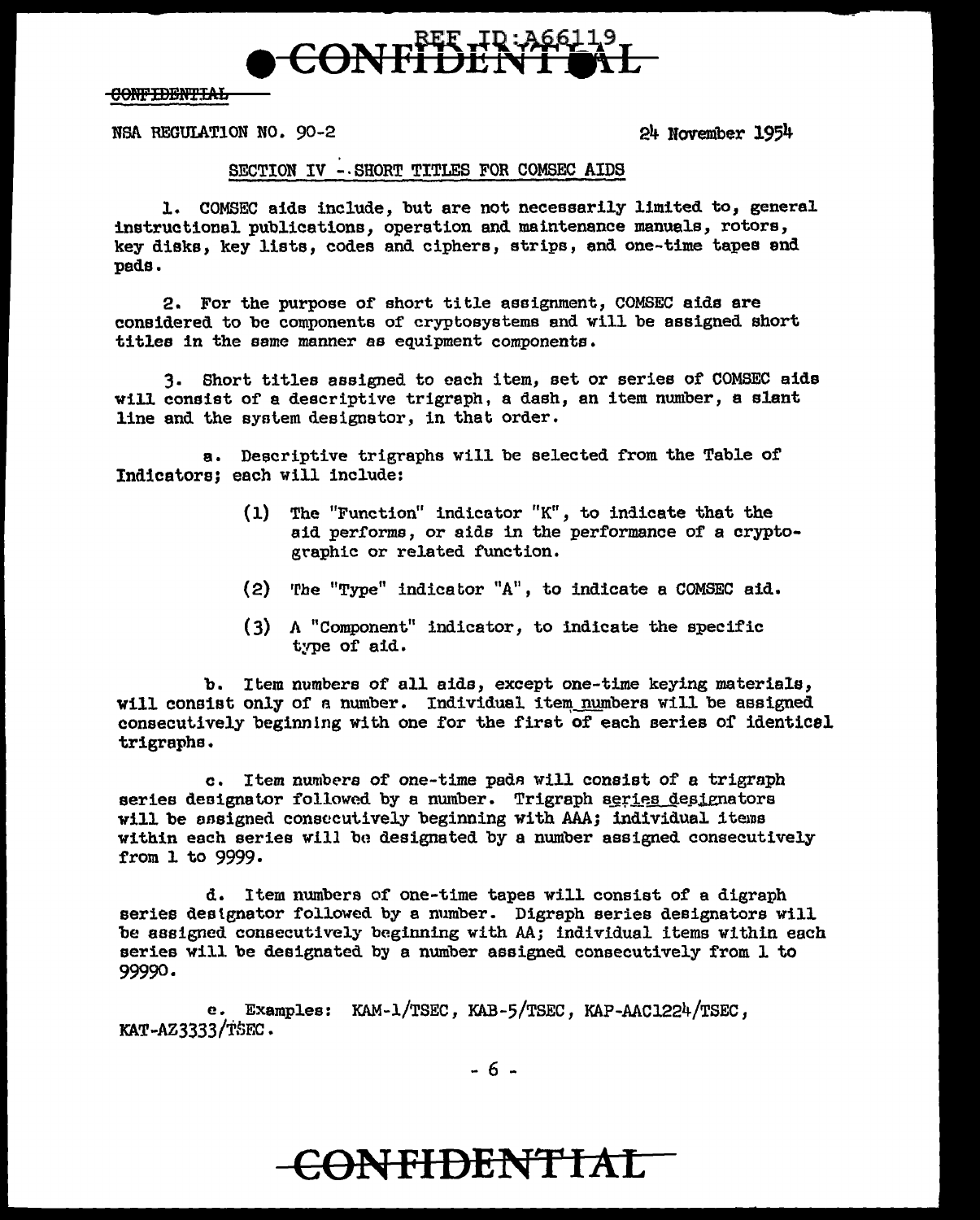NSA REGULATION NO. 90-2 24 November 1954

## SECTION IV - SHORT TITLES FOR COMSEC AIDS

1. COMSEC aids include, but are not necessarily limited to, general instructional publications, operation and maintenance manuals, rotors, key disks, key lists, codes and ciphers, strips, and one-time tapes and pads.

2. For the purpose of short title assignment, COMSEC aids are considered to be components of cryptosystems and will be assigned short titles in the same manner as equipment components.

3. Short titles assigned to each item, set or series of COMSEC aids will consist of a descriptive trigraph, a dash, an item number, a slant line and the system designator, in that order.

a. Descriptive trigraphs will be selected from the Table of Indicators; each will include:

(1) The "Function" indicator "K", to indicate that the aid performs, or aids in the performance of a cryptographic or related function.

(2) The "Type" indicator "A", to indicate a COMSEC aid.

(3) A "Component" indicator, to indicate the specific type of aid.

b. Item numbers of all aids, except one-time keying materials, will consist only of a number. Individual item numbers will be assigned consecutively beginning with one for the first of each series of identical trigraphs.

c. Item numbers of one-time pads will consist of a trigraph series designator followed by a number. Trigraph series designators will be assigned consecutively beginning with AAA; individual items within each series will be designated by a number assigned consecutively from 1 to 9999.

d. Item numbers of one-time tapes will consist of a digraph series designator followed by a number. Digraph series designators will be assigned consecutively beginning with AA; individual items within each series will be designated by a number assigned consecutively from 1 to 99990.

e. Examples: KAM-1/TSEC, KAB-5/TSEC, KAP-AAC1224/TSEC, KAT-AZ3333/TSEC.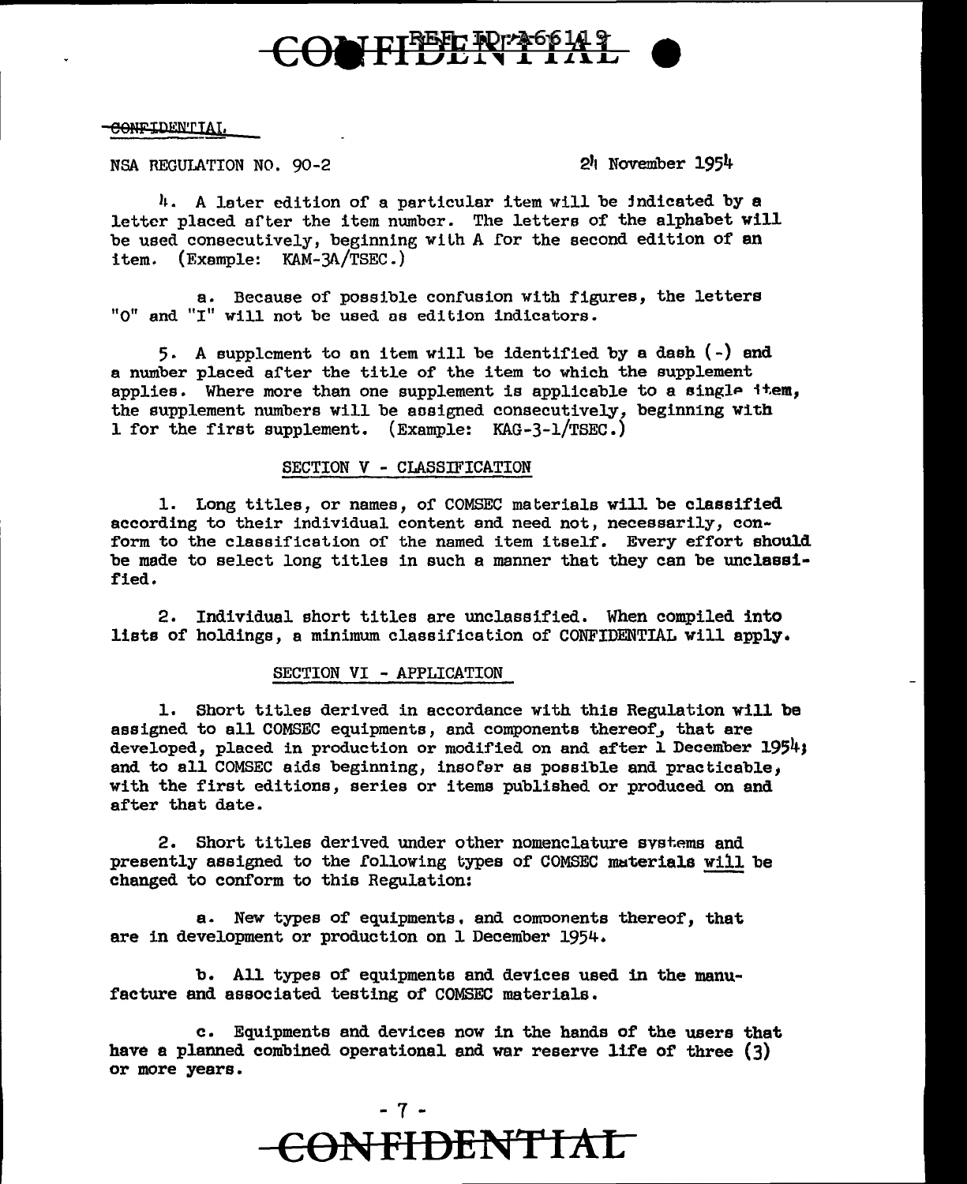CONFIDENTIAL

NSA REGULATION NO. 90-2 24 November 1954

4. A later edition of a particular item will be indicated by a letter placed after the item number. The letters of the alphabet will be used consecutively, beginning with A for the second edition of an item. (Example: KAM-3A/TSEC.)

a. Because of possible confusion with figures, the letters "O" and "I" will not be used as edition indicators.

5. A supplement to an item will be identified by a dash (-) and a number placed after the title of the item to which the supplement applies. Where more than one supplement is applicable to a single item, the supplement numbers will be assigned consecutively, beginning with 1 for the first supplement. (Example: KAG-3-1/TSEC.)

## SECTION V - CLASSIFICATION

1. Long titles, or names, of COMSEC materials will be classified according to their individual content and need not, necessarily, conform to the classification of the named item itself. Every effort should be made to select long titles in such a manner that they can be unclassified.

2. Individual short titles are unclassified. When compiled into lists of holdings, a minimum classification of CONFIDENTIAL will apply.

## SECTION VI - APPLICATION

1. Short titles derived in accordance with this Regulation will be assigned to all COMSEC equipments, and components thereof, that are developed, placed in production or modified on and after 1 December 1954; and to all COMSEC aids beginning, insofar as possible and practicable, with the first editions, series or items published or produced on and after that date.

2. Short titles derived under other nomenclature systems and presently assigned to the following types of COMSEC materials will be changed to conform to this Regulation:

a. New types of equipments, and components thereof, that are in development or production on 1 December 1954.

b. All types of equipments and devices used in the manufacture and associated testing of COMSEC materials.

c. Equipments and devices now in the hands of the users that have a planned combined operational and war reserve life of three (3) or more years.

CONFIDENTIAL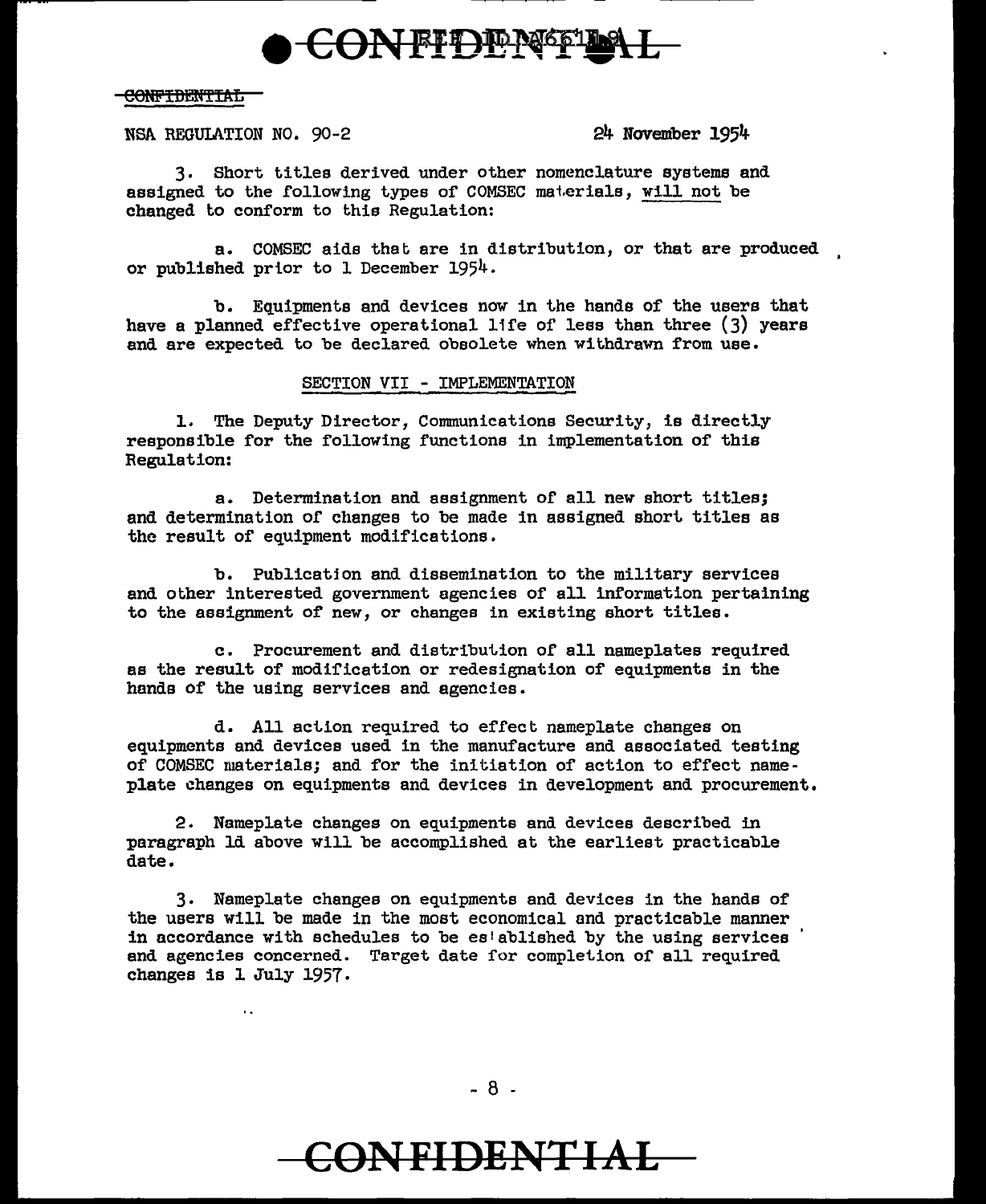CONFIDENTIAL

NSA REGULATION NO. 90-2 24 November 1954

3. Short titles derived under other nomenclature systems and assigned to the following types of COMSEC materials, <u>will not</u> be changed to conform to this Regulation:

a. COMSEC aids that are in distribution, or that are produced or published prior to 1 December 1954.

b. Equipments and devices now in the hands of the users that have a planned effective operational life of less than three (3) years and are expected to be declared obsolete when withdrawn from use.

## SECTION VII - IMPLEMENTATION

1. The Deputy Director, Communications Security, is directly responsible for the following functions in implementation of this Regulation:

a. Determination and assignment of all new short titles; and determination of changes to be made in assigned short titles as the result of equipment modifications.

b. Publication and dissemination to the military services and other interested government agencies of all information pertaining to the assignment of new, or changes in existing short titles.

c. Procurement and distribution of all nameplates required as the result of modification or redesignation of equipments in the hands of the using services and agencies.

d. All action required to effect nameplate changes on equipments and devices used in the manufacture and associated testing of COMSEC materials; and for the initiation of action to effect nameplate changes on equipments and devices in development and procurement.

2. Nameplate changes on equipments and devices described in paragraph 1d above will be accomplished at the earliest practicable date.

3. Nameplate changes on equipments and devices in the hands of the users will be made in the most economical and practicable manner in accordance with schedules to be established by the using services and agencies concerned. Target date for completion of all required changes is 1 July 1957.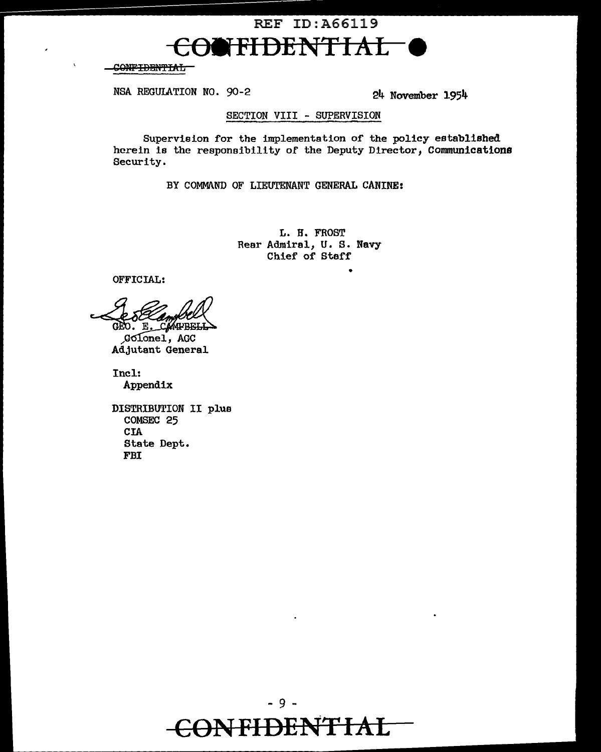REF ID:A66119

CONFIDENTIAL

CONFIDENTIAL

NSA REGULATION NO. 90-2 24 November 1954

SECTION VIII - SUPERVISION

Supervision for the implementation of the policy established herein is the responsibility of the Deputy Director, Communications Security.

BY COMMAND OF LIEUTENANT GENERAL CANINE:

L. H. FROST
Rear Admiral, U. S. Navy
Chief of Staff

OFFICIAL:

GEO. E. CAMPBELL
Colonel, AGC
Adjutant General

Incl:
Appendix

DISTRIBUTION II plus
COMSEC 25
CIA
State Dept.
FBI

CONFIDENTIAL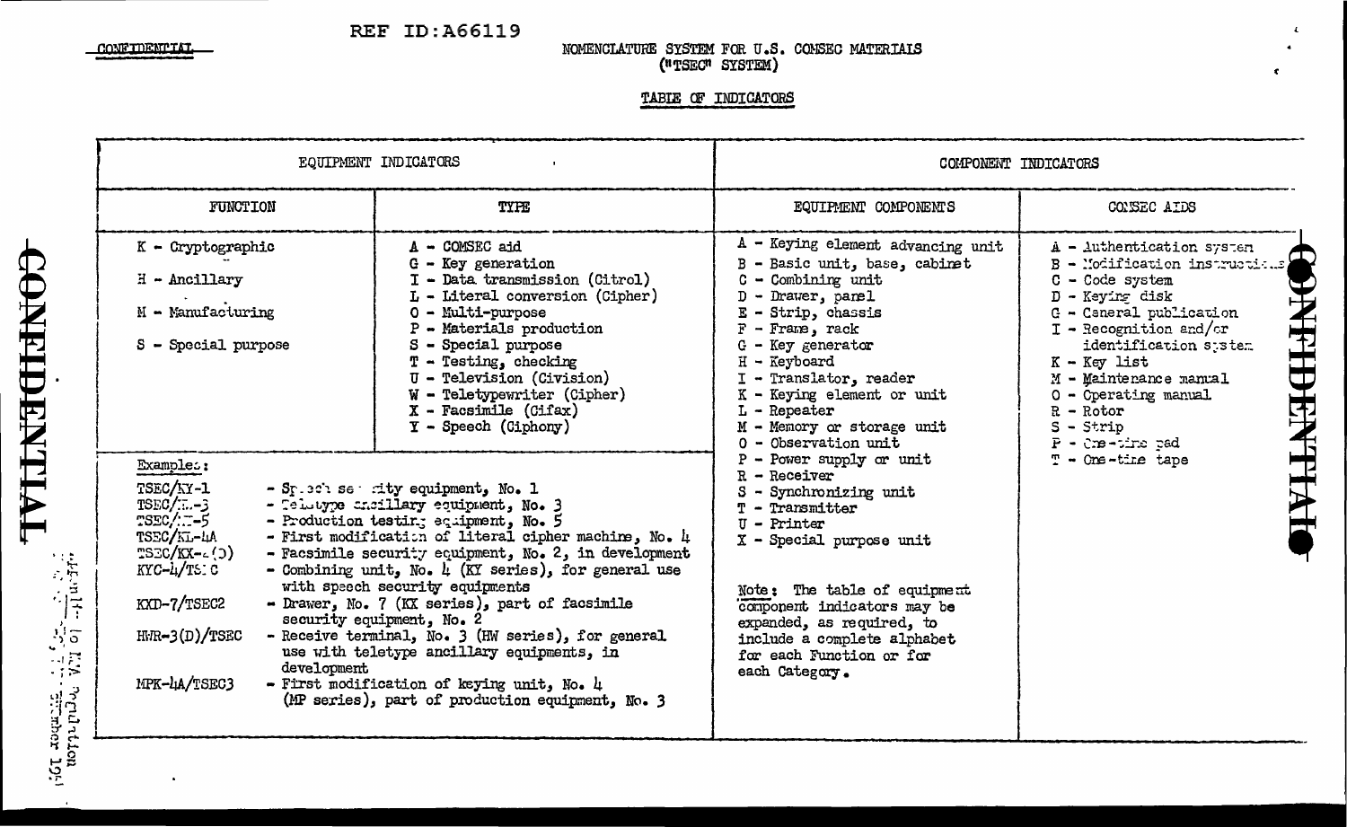REF ID:A66119

CONFIDENTIAL

NOMENCLATURE SYSTEM FOR U.S. COMSEC MATERIALS
("TSEC" SYSTEM)

TABLE OF INDICATORS

| EQUIPMENT INDICATORS | | COMPONENT INDICATORS | |
|---|---|---|---|
| FUNCTION | TYPE | EQUIPMENT COMPONENTS | COMSEC AIDS |
| K - Cryptographic<br>H - Ancillary<br>M - Manufacturing<br>S - Special purpose | A - COMSEC aid<br>G - Key generation<br>I - Data transmission (Citrol)<br>L - Literal conversion (Cipher)<br>O - Multi-purpose<br>P - Materials production<br>S - Special purpose<br>T - Testing, checking<br>U - Television (Civision)<br>W - Teletypewriter (Cipher)<br>X - Facsimile (Cifax)<br>Y - Speech (Ciphony) | A - Keying element advancing unit<br>B - Basic unit, base, cabinet<br>C - Combining unit<br>D - Drawer, panel<br>E - Strip, chassis<br>F - Frame, rack<br>G - Key generator<br>H - Keyboard<br>I - Translator, reader<br>K - Keying element or unit<br>L - Repeater<br>M - Memory or storage unit<br>O - Observation unit<br>P - Power supply or unit<br>R - Receiver<br>S - Synchronizing unit<br>T - Transmitter<br>U - Printer<br>X - Special purpose unit<br><br>Note: The table of equipment component indicators may be expanded, as required, to include a complete alphabet for each Function or for each Category. | A - Authentication system<br>B - Modification instructions<br>C - Code system<br>D - Keying disk<br>G - General publication<br>I - Recognition and/or identification system<br>K - Key list<br>M - Maintenance manual<br>O - Operating manual<br>R - Rotor<br>S - Strip<br>P - One-time pad<br>T - One-time tape |

Examples:

| | |
|---|---|
| TSEC/KY-1 | - Speech security equipment, No. 1 |
| TSEC/HW-3 | - Teletype ancillary equipment, No. 3 |
| TSEC/MT-5 | - Production testing equipment, No. 5 |
| TSEC/KL-4A | - First modification of literal cipher machine, No. 4 |
| TSEC/KX-2(D) | - Facsimile security equipment, No. 2, in development |
| KYC-4/TSEC | - Combining unit, No. 4 (KY series), for general use with speech security equipments |
| KXD-7/TSEC2 | - Drawer, No. 7 (KX series), part of facsimile security equipment, No. 2 |
| HWR-3(D)/TSEC | - Receive terminal, No. 3 (HW series), for general use with teletype ancillary equipments, in development |
| MPK-4A/TSEC3 | - First modification of keying unit, No. 4 (MP series), part of production equipment, No. 3 |

CONFIDENTIAL